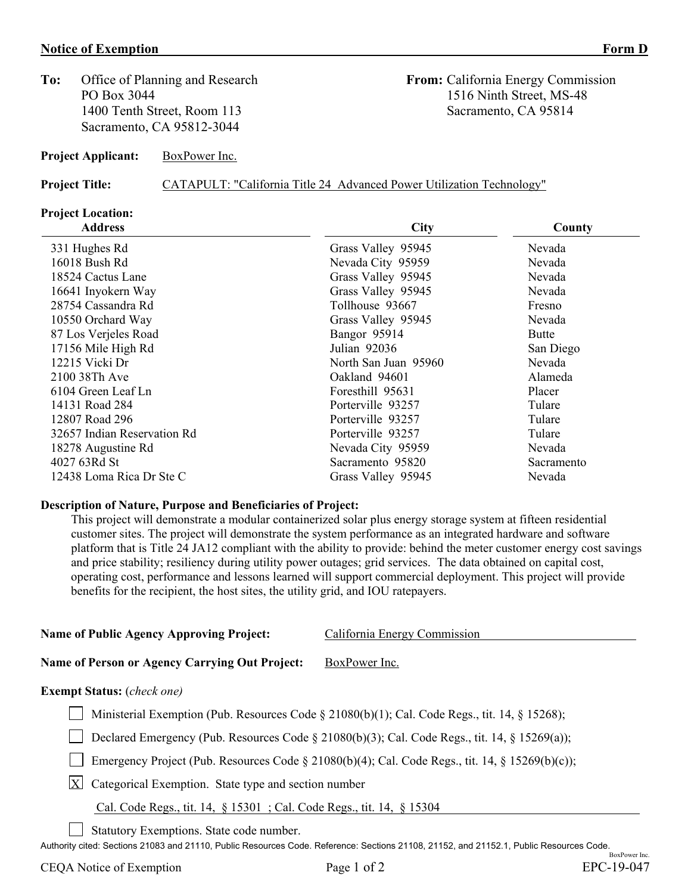**Notice of Exemption** **Form D**

**To:** Office of Planning and Research
PO Box 3044
1400 Tenth Street, Room 113
Sacramento, CA 95812-3044

**From:** California Energy Commission
1516 Ninth Street, MS-48
Sacramento, CA 95814

**Project Applicant:** BoxPower Inc.

**Project Title:** CATAPULT: "California Title 24 Advanced Power Utilization Technology"

**Project Location:**

| Address | City | County |
|---|---|---|
| 331 Hughes Rd | Grass Valley 95945 | Nevada |
| 16018 Bush Rd | Nevada City 95959 | Nevada |
| 18524 Cactus Lane | Grass Valley 95945 | Nevada |
| 16641 Inyokern Way | Grass Valley 95945 | Nevada |
| 28754 Cassandra Rd | Tollhouse 93667 | Fresno |
| 10550 Orchard Way | Grass Valley 95945 | Nevada |
| 87 Los Verjeles Road | Bangor 95914 | Butte |
| 17156 Mile High Rd | Julian 92036 | San Diego |
| 12215 Vicki Dr | North San Juan 95960 | Nevada |
| 2100 38Th Ave | Oakland 94601 | Alameda |
| 6104 Green Leaf Ln | Foresthill 95631 | Placer |
| 14131 Road 284 | Porterville 93257 | Tulare |
| 12807 Road 296 | Porterville 93257 | Tulare |
| 32657 Indian Reservation Rd | Porterville 93257 | Tulare |
| 18278 Augustine Rd | Nevada City 95959 | Nevada |
| 4027 63Rd St | Sacramento 95820 | Sacramento |
| 12438 Loma Rica Dr Ste C | Grass Valley 95945 | Nevada |

**Description of Nature, Purpose and Beneficiaries of Project:**

This project will demonstrate a modular containerized solar plus energy storage system at fifteen residential customer sites. The project will demonstrate the system performance as an integrated hardware and software platform that is Title 24 JA12 compliant with the ability to provide: behind the meter customer energy cost savings and price stability; resiliency during utility power outages; grid services. The data obtained on capital cost, operating cost, performance and lessons learned will support commercial deployment. This project will provide benefits for the recipient, the host sites, the utility grid, and IOU ratepayers.

**Name of Public Agency Approving Project:** California Energy Commission

**Name of Person or Agency Carrying Out Project:** BoxPower Inc.

**Exempt Status:** (*check one*)

- [ ] Ministerial Exemption (Pub. Resources Code § 21080(b)(1); Cal. Code Regs., tit. 14, § 15268);
- [ ] Declared Emergency (Pub. Resources Code § 21080(b)(3); Cal. Code Regs., tit. 14, § 15269(a));
- [ ] Emergency Project (Pub. Resources Code § 21080(b)(4); Cal. Code Regs., tit. 14, § 15269(b)(c));
- [X] Categorical Exemption. State type and section number

  Cal. Code Regs., tit. 14, § 15301 ; Cal. Code Regs., tit. 14, § 15304

- [ ] Statutory Exemptions. State code number.

Authority cited: Sections 21083 and 21110, Public Resources Code. Reference: Sections 21108, 21152, and 21152.1, Public Resources Code.

BoxPower Inc.

EPC-19-047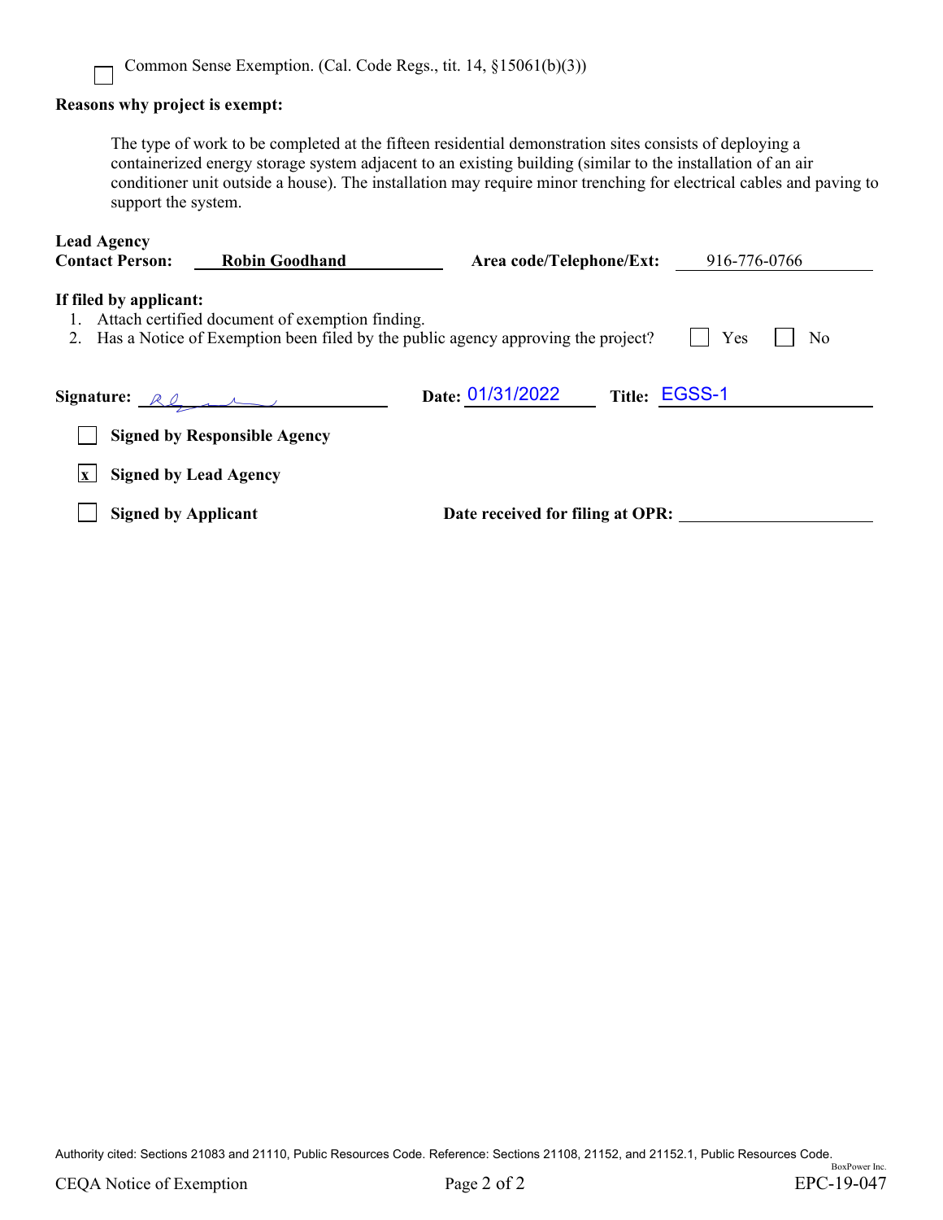☐ Common Sense Exemption. (Cal. Code Regs., tit. 14, §15061(b)(3))

**Reasons why project is exempt:**

The type of work to be completed at the fifteen residential demonstration sites consists of deploying a containerized energy storage system adjacent to an existing building (similar to the installation of an air conditioner unit outside a house). The installation may require minor trenching for electrical cables and paving to support the system.

**Lead Agency Contact Person:** **Robin Goodhand** **Area code/Telephone/Ext:** 916-776-0766

**If filed by applicant:**

1. Attach certified document of exemption finding.
2. Has a Notice of Exemption been filed by the public agency approving the project? ☐ Yes ☐ No

**Signature:** [signature] **Date:** 01/31/2022 **Title:** EGSS-1

☐ **Signed by Responsible Agency**

☒ **Signed by Lead Agency**

☐ **Signed by Applicant** **Date received for filing at OPR:** ______________________

Authority cited: Sections 21083 and 21110, Public Resources Code. Reference: Sections 21108, 21152, and 21152.1, Public Resources Code.

BoxPower Inc.

CEQA Notice of Exemption

EPC-19-047